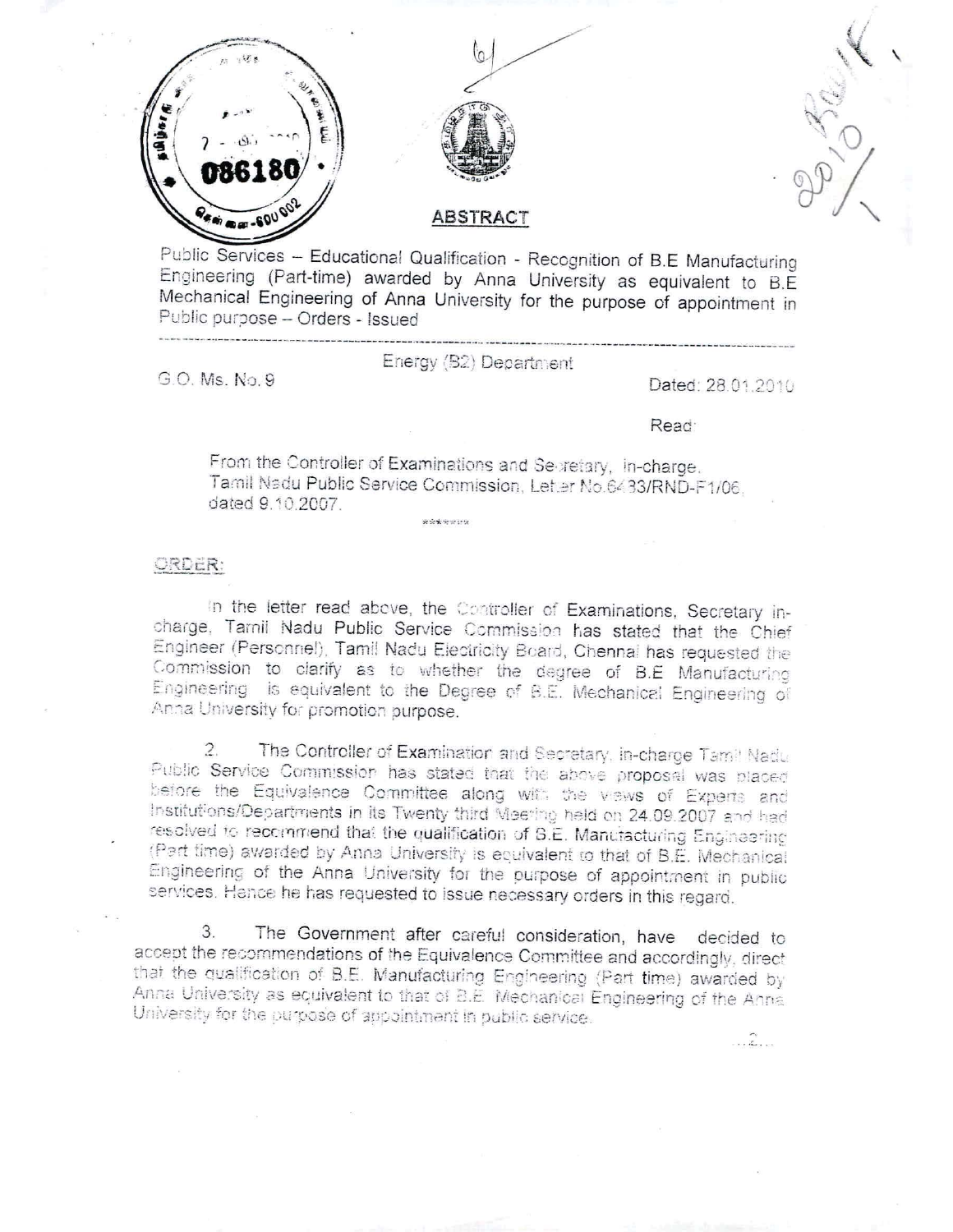## ABSTRACT

Public Services – Educational Qualification - Recognition of B.E Manufacturing Engineering (Part-time) awarded by Anna University as equivalent to B.E Mechanical Engineering of Anna University for the purpose of appointment in Public purpose – Orders - Issued

---

Energy (B2) Department

G.O. Ms. No. 9 Dated: 28.01.2010

Read:

From the Controller of Examinations and Secretary, in-charge, Tamil Nadu Public Service Commission, Letter No.6433/RND-F1/06, dated 9.10.2007.

\*\*\*\*\*\*

**ORDER:**

In the letter read above, the Controller of Examinations, Secretary in-charge, Tamil Nadu Public Service Commission has stated that the Chief Engineer (Personnel), Tamil Nadu Electricity Board, Chennai has requested the Commission to clarify as to whether the degree of B.E Manufacturing Engineering is equivalent to the Degree of B.E. Mechanical Engineering of Anna University for promotion purpose.

2. The Controller of Examination and Secretary, in-charge Tamil Nadu Public Service Commission has stated that the above proposal was placed before the Equivalence Committee along with the views of Experts and Institutions/Departments in its Twenty third Meeting held on 24.09.2007 and had resolved to recommend that the qualification of B.E. Manufacturing Engineering (Part time) awarded by Anna University is equivalent to that of B.E. Mechanical Engineering of the Anna University for the purpose of appointment in public services. Hence he has requested to issue necessary orders in this regard.

3. The Government after careful consideration, have decided to accept the recommendations of the Equivalence Committee and accordingly, direct that the qualification of B.E. Manufacturing Engineering (Part time) awarded by Anna University as equivalent to that of B.E. Mechanical Engineering of the Anna University for the purpose of appointment in public service.

...2...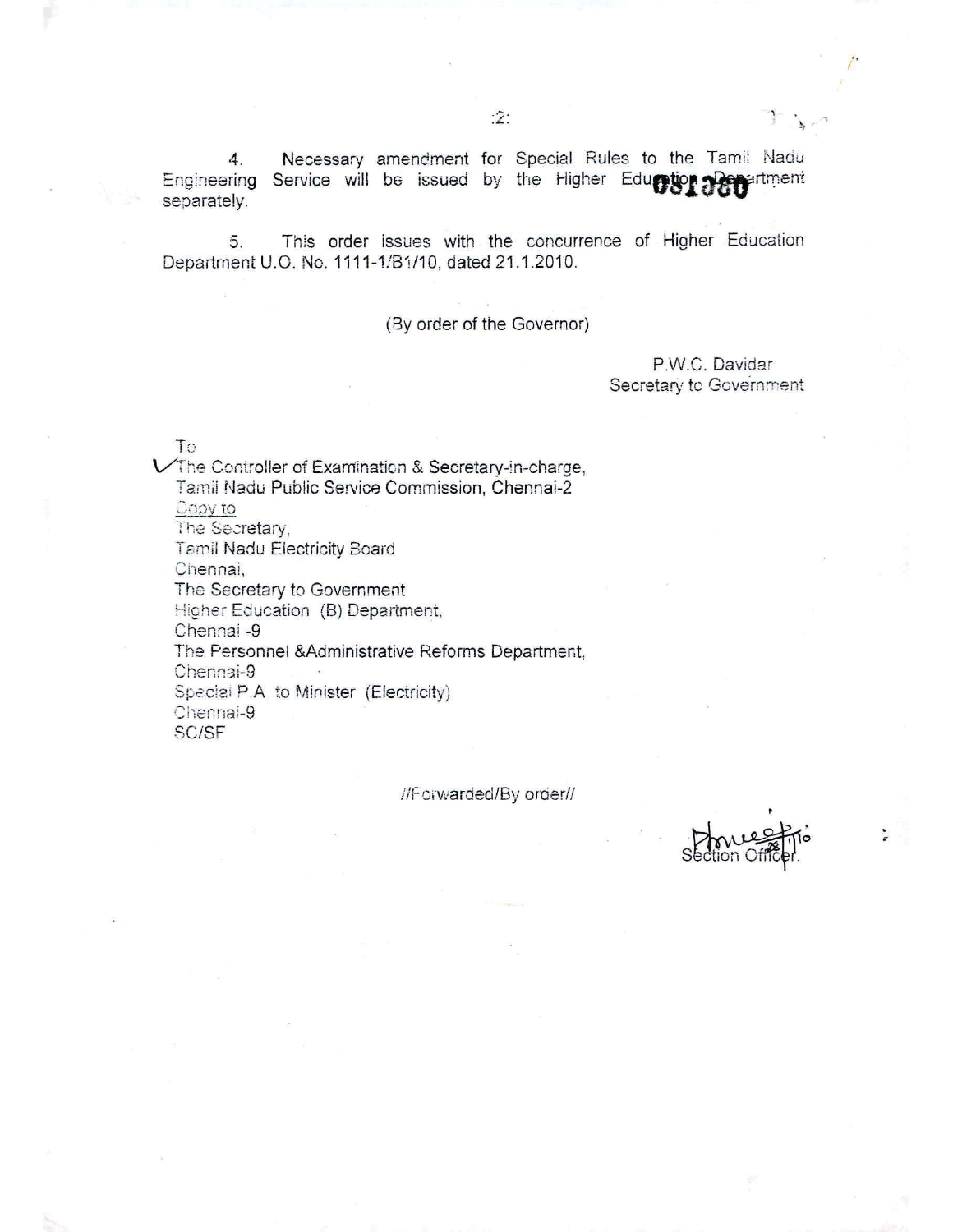4. Necessary amendment for Special Rules to the Tamil Nadu Engineering Service will be issued by the Higher Education Department separately.

5. This order issues with the concurrence of Higher Education Department U.O. No. 1111-1/B1/10, dated 21.1.2010.

(By order of the Governor)

P.W.C. Davidar
Secretary to Government

To
The Controller of Examination & Secretary-in-charge,
Tamil Nadu Public Service Commission, Chennai-2
Copy to
The Secretary,
Tamil Nadu Electricity Board
Chennai,
The Secretary to Government
Higher Education (B) Department,
Chennai -9
The Personnel &Administrative Reforms Department,
Chennai-9
Special P.A to Minister (Electricity)
Chennai-9
SC/SF

//Forwarded/By order//

Section Officer.